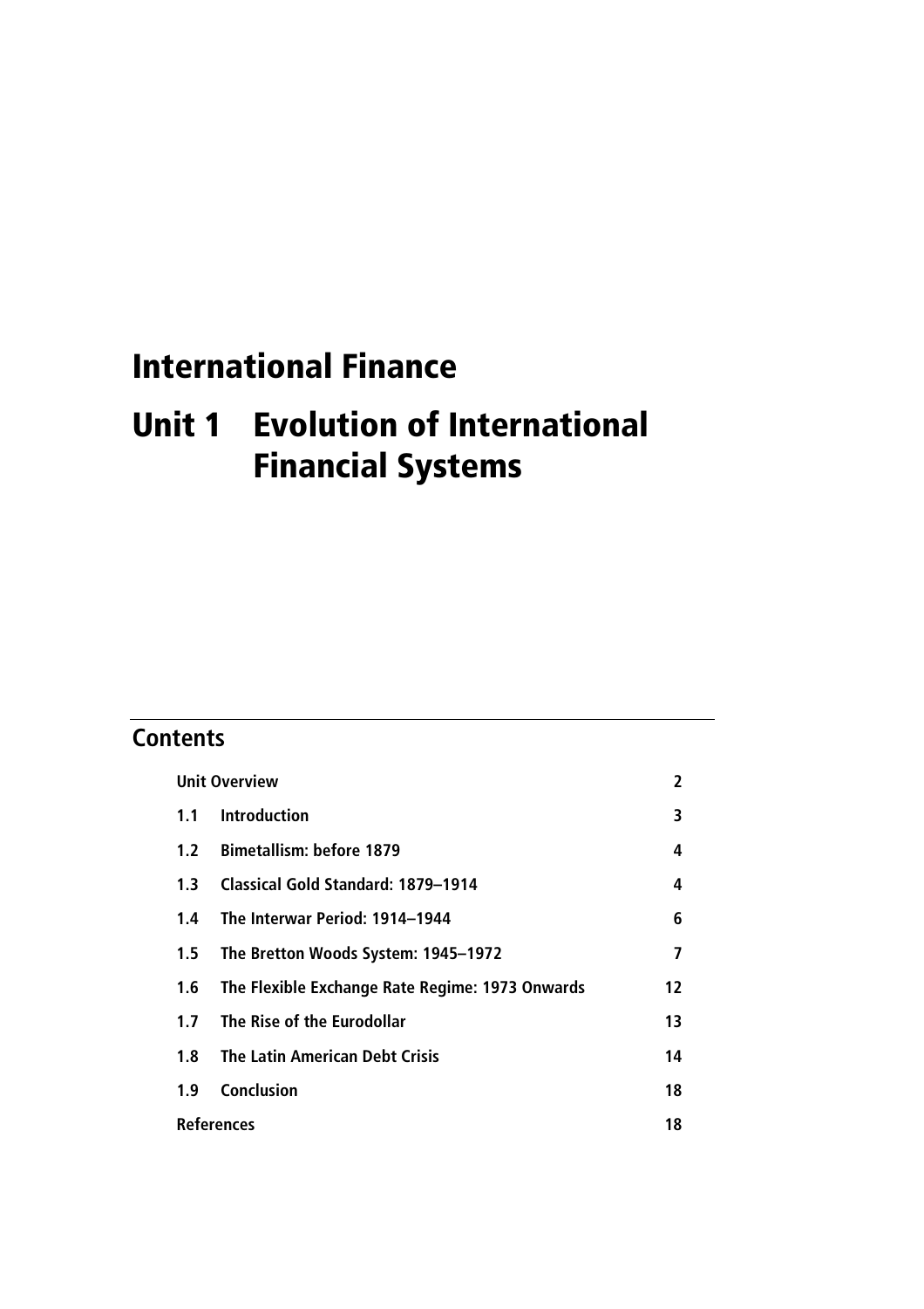# International Finance

# Unit 1 Evolution of International Financial Systems

## Contents

| | | |
|---|---|---|
| Unit Overview | | 2 |
| 1.1 | Introduction | 3 |
| 1.2 | Bimetallism: before 1879 | 4 |
| 1.3 | Classical Gold Standard: 1879–1914 | 4 |
| 1.4 | The Interwar Period: 1914–1944 | 6 |
| 1.5 | The Bretton Woods System: 1945–1972 | 7 |
| 1.6 | The Flexible Exchange Rate Regime: 1973 Onwards | 12 |
| 1.7 | The Rise of the Eurodollar | 13 |
| 1.8 | The Latin American Debt Crisis | 14 |
| 1.9 | Conclusion | 18 |
| References | | 18 |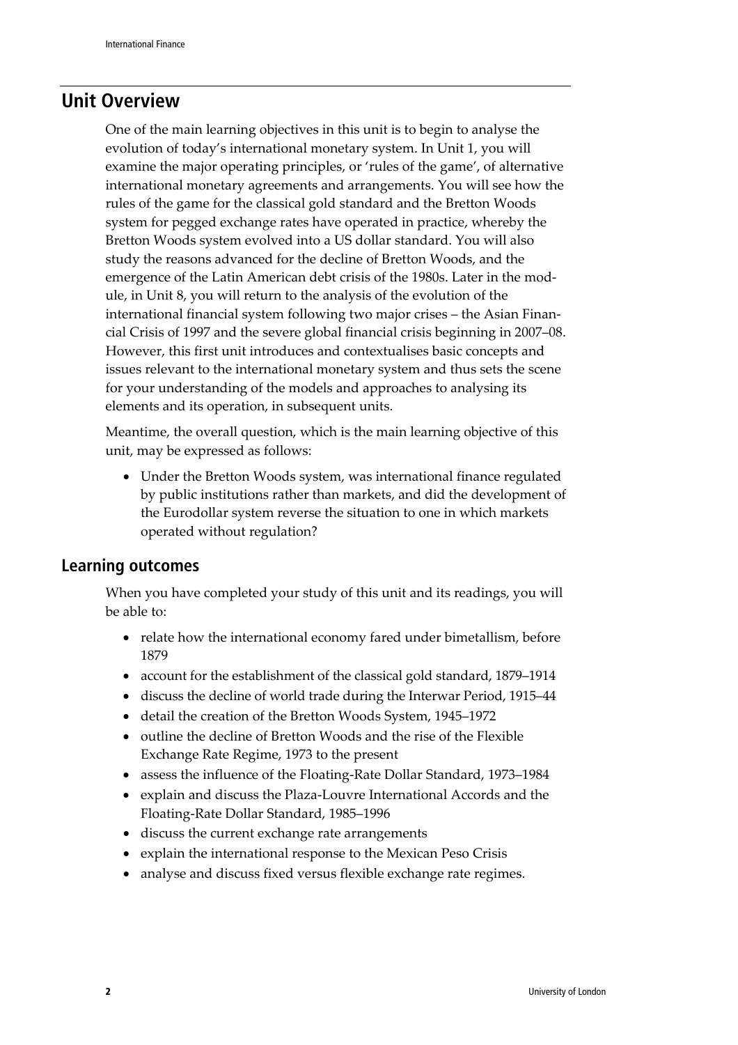## Unit Overview

One of the main learning objectives in this unit is to begin to analyse the evolution of today's international monetary system. In Unit 1, you will examine the major operating principles, or 'rules of the game', of alternative international monetary agreements and arrangements. You will see how the rules of the game for the classical gold standard and the Bretton Woods system for pegged exchange rates have operated in practice, whereby the Bretton Woods system evolved into a US dollar standard. You will also study the reasons advanced for the decline of Bretton Woods, and the emergence of the Latin American debt crisis of the 1980s. Later in the module, in Unit 8, you will return to the analysis of the evolution of the international financial system following two major crises – the Asian Financial Crisis of 1997 and the severe global financial crisis beginning in 2007–08. However, this first unit introduces and contextualises basic concepts and issues relevant to the international monetary system and thus sets the scene for your understanding of the models and approaches to analysing its elements and its operation, in subsequent units.

Meantime, the overall question, which is the main learning objective of this unit, may be expressed as follows:

- Under the Bretton Woods system, was international finance regulated by public institutions rather than markets, and did the development of the Eurodollar system reverse the situation to one in which markets operated without regulation?

### Learning outcomes

When you have completed your study of this unit and its readings, you will be able to:

- relate how the international economy fared under bimetallism, before 1879
- account for the establishment of the classical gold standard, 1879–1914
- discuss the decline of world trade during the Interwar Period, 1915–44
- detail the creation of the Bretton Woods System, 1945–1972
- outline the decline of Bretton Woods and the rise of the Flexible Exchange Rate Regime, 1973 to the present
- assess the influence of the Floating-Rate Dollar Standard, 1973–1984
- explain and discuss the Plaza-Louvre International Accords and the Floating-Rate Dollar Standard, 1985–1996
- discuss the current exchange rate arrangements
- explain the international response to the Mexican Peso Crisis
- analyse and discuss fixed versus flexible exchange rate regimes.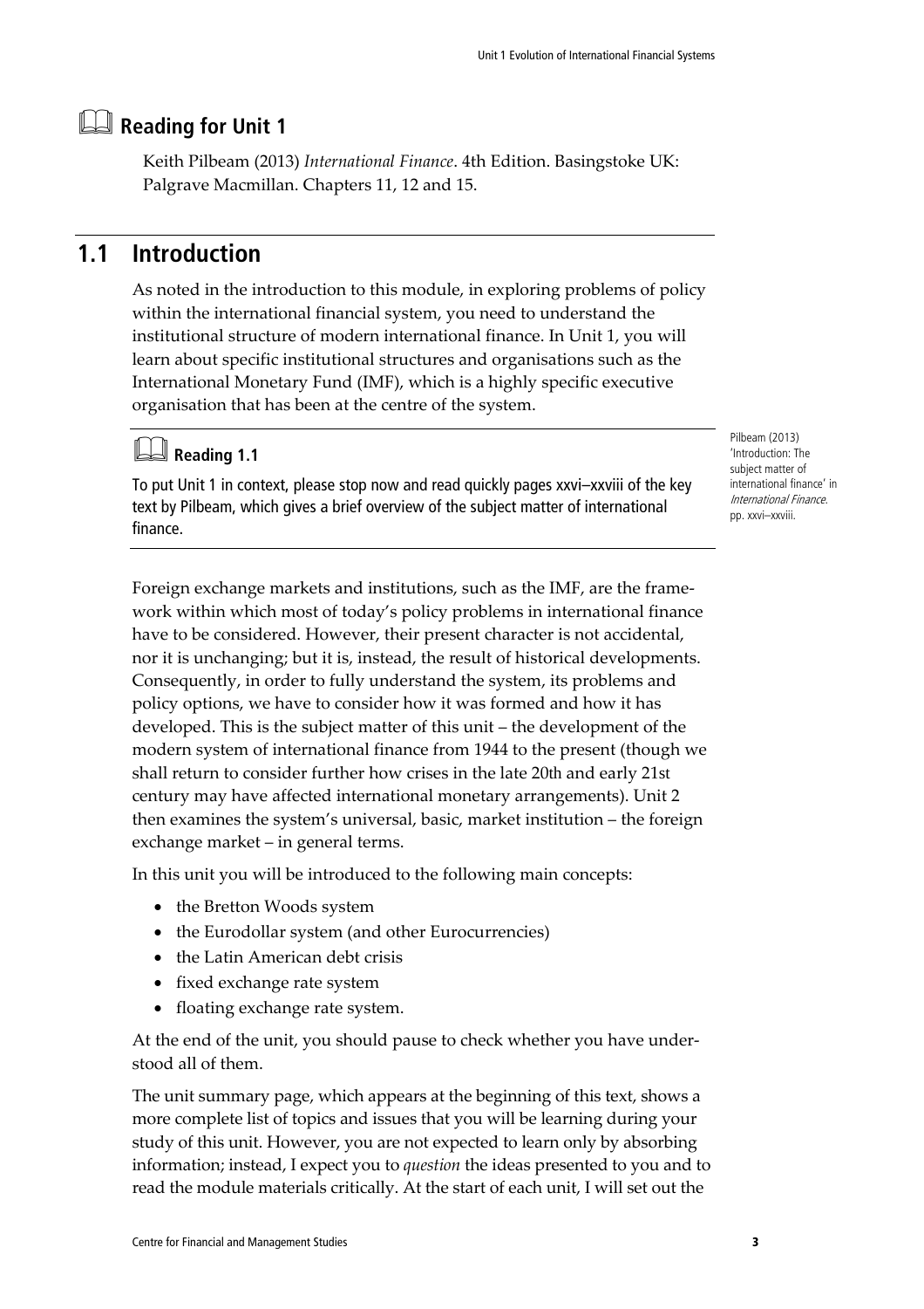## Reading for Unit 1

Keith Pilbeam (2013) *International Finance*. 4th Edition. Basingstoke UK: Palgrave Macmillan. Chapters 11, 12 and 15.

## 1.1 Introduction

As noted in the introduction to this module, in exploring problems of policy within the international financial system, you need to understand the institutional structure of modern international finance. In Unit 1, you will learn about specific institutional structures and organisations such as the International Monetary Fund (IMF), which is a highly specific executive organisation that has been at the centre of the system.

### Reading 1.1

To put Unit 1 in context, please stop now and read quickly pages xxvi–xxviii of the key text by Pilbeam, which gives a brief overview of the subject matter of international finance.

Pilbeam (2013) 'Introduction: The subject matter of international finance' in *International Finance*. pp. xxvi–xxviii.

Foreign exchange markets and institutions, such as the IMF, are the framework within which most of today's policy problems in international finance have to be considered. However, their present character is not accidental, nor it is unchanging; but it is, instead, the result of historical developments. Consequently, in order to fully understand the system, its problems and policy options, we have to consider how it was formed and how it has developed. This is the subject matter of this unit – the development of the modern system of international finance from 1944 to the present (though we shall return to consider further how crises in the late 20th and early 21st century may have affected international monetary arrangements). Unit 2 then examines the system's universal, basic, market institution – the foreign exchange market – in general terms.

In this unit you will be introduced to the following main concepts:

- the Bretton Woods system
- the Eurodollar system (and other Eurocurrencies)
- the Latin American debt crisis
- fixed exchange rate system
- floating exchange rate system.

At the end of the unit, you should pause to check whether you have understood all of them.

The unit summary page, which appears at the beginning of this text, shows a more complete list of topics and issues that you will be learning during your study of this unit. However, you are not expected to learn only by absorbing information; instead, I expect you to *question* the ideas presented to you and to read the module materials critically. At the start of each unit, I will set out the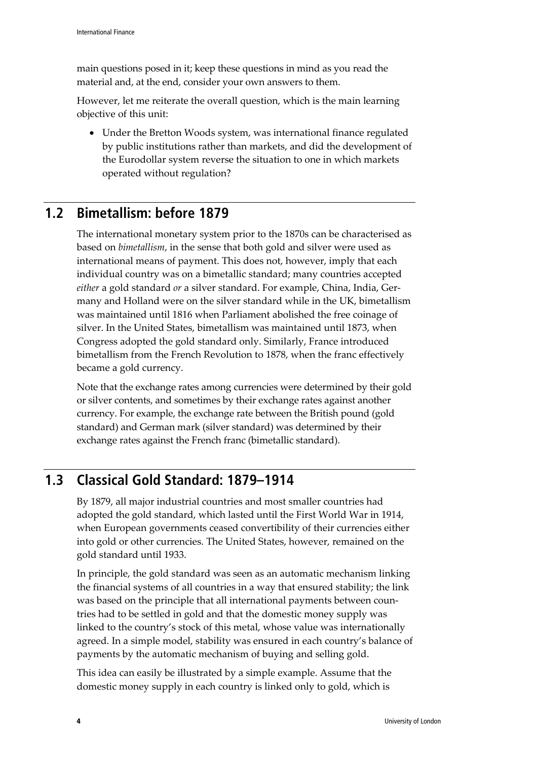main questions posed in it; keep these questions in mind as you read the material and, at the end, consider your own answers to them.

However, let me reiterate the overall question, which is the main learning objective of this unit:

- Under the Bretton Woods system, was international finance regulated by public institutions rather than markets, and did the development of the Eurodollar system reverse the situation to one in which markets operated without regulation?

## 1.2 Bimetallism: before 1879

The international monetary system prior to the 1870s can be characterised as based on *bimetallism*, in the sense that both gold and silver were used as international means of payment. This does not, however, imply that each individual country was on a bimetallic standard; many countries accepted *either* a gold standard *or* a silver standard. For example, China, India, Germany and Holland were on the silver standard while in the UK, bimetallism was maintained until 1816 when Parliament abolished the free coinage of silver. In the United States, bimetallism was maintained until 1873, when Congress adopted the gold standard only. Similarly, France introduced bimetallism from the French Revolution to 1878, when the franc effectively became a gold currency.

Note that the exchange rates among currencies were determined by their gold or silver contents, and sometimes by their exchange rates against another currency. For example, the exchange rate between the British pound (gold standard) and German mark (silver standard) was determined by their exchange rates against the French franc (bimetallic standard).

## 1.3 Classical Gold Standard: 1879–1914

By 1879, all major industrial countries and most smaller countries had adopted the gold standard, which lasted until the First World War in 1914, when European governments ceased convertibility of their currencies either into gold or other currencies. The United States, however, remained on the gold standard until 1933.

In principle, the gold standard was seen as an automatic mechanism linking the financial systems of all countries in a way that ensured stability; the link was based on the principle that all international payments between countries had to be settled in gold and that the domestic money supply was linked to the country's stock of this metal, whose value was internationally agreed. In a simple model, stability was ensured in each country's balance of payments by the automatic mechanism of buying and selling gold.

This idea can easily be illustrated by a simple example. Assume that the domestic money supply in each country is linked only to gold, which is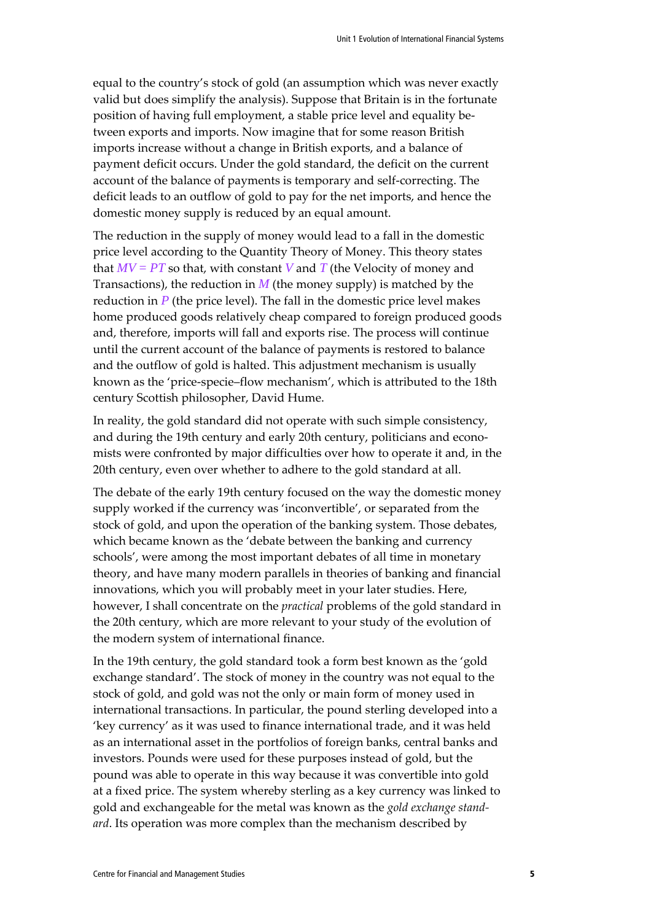equal to the country's stock of gold (an assumption which was never exactly valid but does simplify the analysis). Suppose that Britain is in the fortunate position of having full employment, a stable price level and equality between exports and imports. Now imagine that for some reason British imports increase without a change in British exports, and a balance of payment deficit occurs. Under the gold standard, the deficit on the current account of the balance of payments is temporary and self-correcting. The deficit leads to an outflow of gold to pay for the net imports, and hence the domestic money supply is reduced by an equal amount.

The reduction in the supply of money would lead to a fall in the domestic price level according to the Quantity Theory of Money. This theory states that $MV = PT$ so that, with constant $V$ and $T$ (the Velocity of money and Transactions), the reduction in $M$ (the money supply) is matched by the reduction in $P$ (the price level). The fall in the domestic price level makes home produced goods relatively cheap compared to foreign produced goods and, therefore, imports will fall and exports rise. The process will continue until the current account of the balance of payments is restored to balance and the outflow of gold is halted. This adjustment mechanism is usually known as the 'price-specie–flow mechanism', which is attributed to the 18th century Scottish philosopher, David Hume.

In reality, the gold standard did not operate with such simple consistency, and during the 19th century and early 20th century, politicians and economists were confronted by major difficulties over how to operate it and, in the 20th century, even over whether to adhere to the gold standard at all.

The debate of the early 19th century focused on the way the domestic money supply worked if the currency was 'inconvertible', or separated from the stock of gold, and upon the operation of the banking system. Those debates, which became known as the 'debate between the banking and currency schools', were among the most important debates of all time in monetary theory, and have many modern parallels in theories of banking and financial innovations, which you will probably meet in your later studies. Here, however, I shall concentrate on the *practical* problems of the gold standard in the 20th century, which are more relevant to your study of the evolution of the modern system of international finance.

In the 19th century, the gold standard took a form best known as the 'gold exchange standard'. The stock of money in the country was not equal to the stock of gold, and gold was not the only or main form of money used in international transactions. In particular, the pound sterling developed into a 'key currency' as it was used to finance international trade, and it was held as an international asset in the portfolios of foreign banks, central banks and investors. Pounds were used for these purposes instead of gold, but the pound was able to operate in this way because it was convertible into gold at a fixed price. The system whereby sterling as a key currency was linked to gold and exchangeable for the metal was known as the *gold exchange standard*. Its operation was more complex than the mechanism described by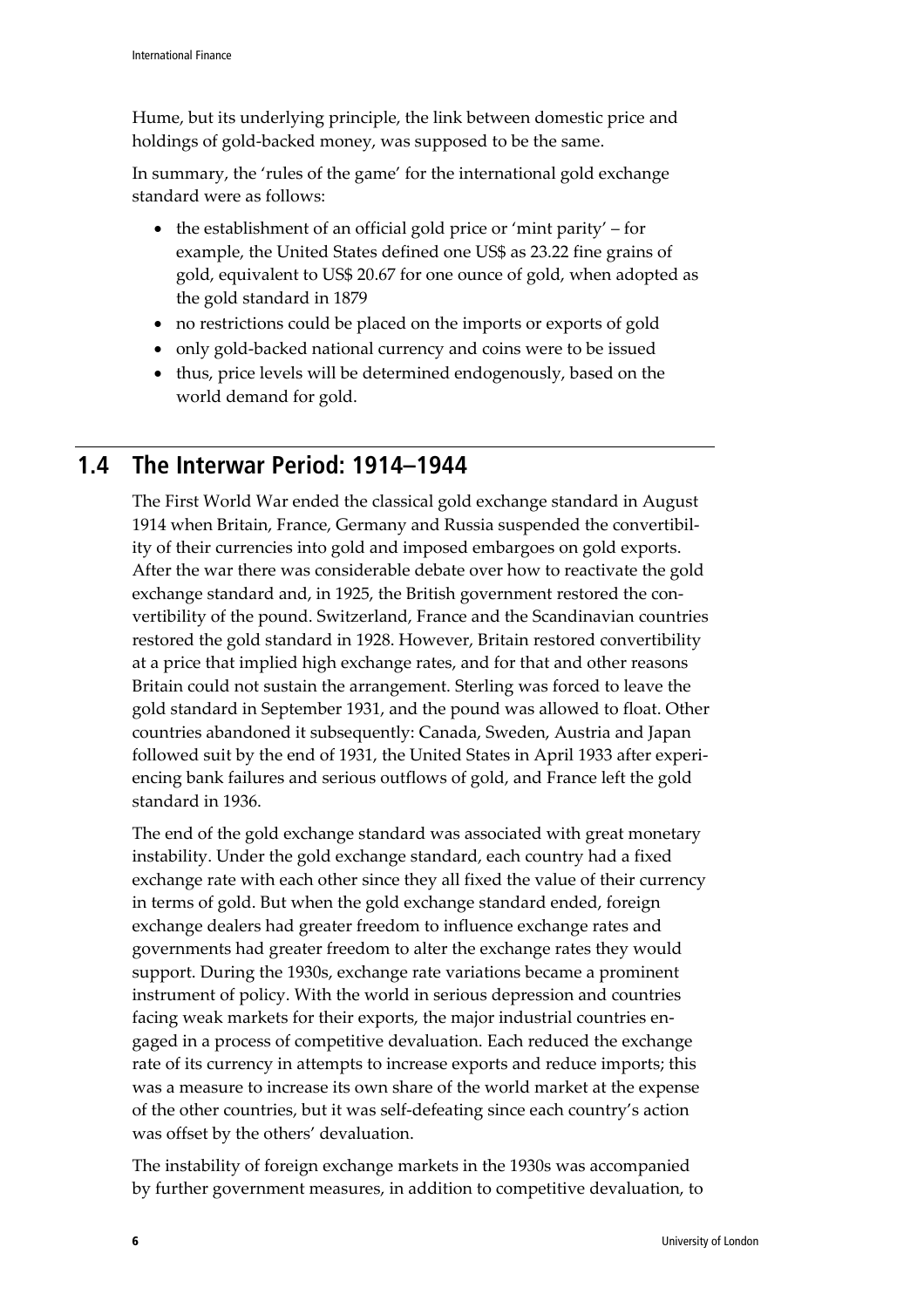Hume, but its underlying principle, the link between domestic price and holdings of gold-backed money, was supposed to be the same.

In summary, the 'rules of the game' for the international gold exchange standard were as follows:

- the establishment of an official gold price or 'mint parity' – for example, the United States defined one US$ as 23.22 fine grains of gold, equivalent to US$ 20.67 for one ounce of gold, when adopted as the gold standard in 1879
- no restrictions could be placed on the imports or exports of gold
- only gold-backed national currency and coins were to be issued
- thus, price levels will be determined endogenously, based on the world demand for gold.

## 1.4 The Interwar Period: 1914–1944

The First World War ended the classical gold exchange standard in August 1914 when Britain, France, Germany and Russia suspended the convertibility of their currencies into gold and imposed embargoes on gold exports. After the war there was considerable debate over how to reactivate the gold exchange standard and, in 1925, the British government restored the convertibility of the pound. Switzerland, France and the Scandinavian countries restored the gold standard in 1928. However, Britain restored convertibility at a price that implied high exchange rates, and for that and other reasons Britain could not sustain the arrangement. Sterling was forced to leave the gold standard in September 1931, and the pound was allowed to float. Other countries abandoned it subsequently: Canada, Sweden, Austria and Japan followed suit by the end of 1931, the United States in April 1933 after experiencing bank failures and serious outflows of gold, and France left the gold standard in 1936.

The end of the gold exchange standard was associated with great monetary instability. Under the gold exchange standard, each country had a fixed exchange rate with each other since they all fixed the value of their currency in terms of gold. But when the gold exchange standard ended, foreign exchange dealers had greater freedom to influence exchange rates and governments had greater freedom to alter the exchange rates they would support. During the 1930s, exchange rate variations became a prominent instrument of policy. With the world in serious depression and countries facing weak markets for their exports, the major industrial countries engaged in a process of competitive devaluation. Each reduced the exchange rate of its currency in attempts to increase exports and reduce imports; this was a measure to increase its own share of the world market at the expense of the other countries, but it was self-defeating since each country's action was offset by the others' devaluation.

The instability of foreign exchange markets in the 1930s was accompanied by further government measures, in addition to competitive devaluation, to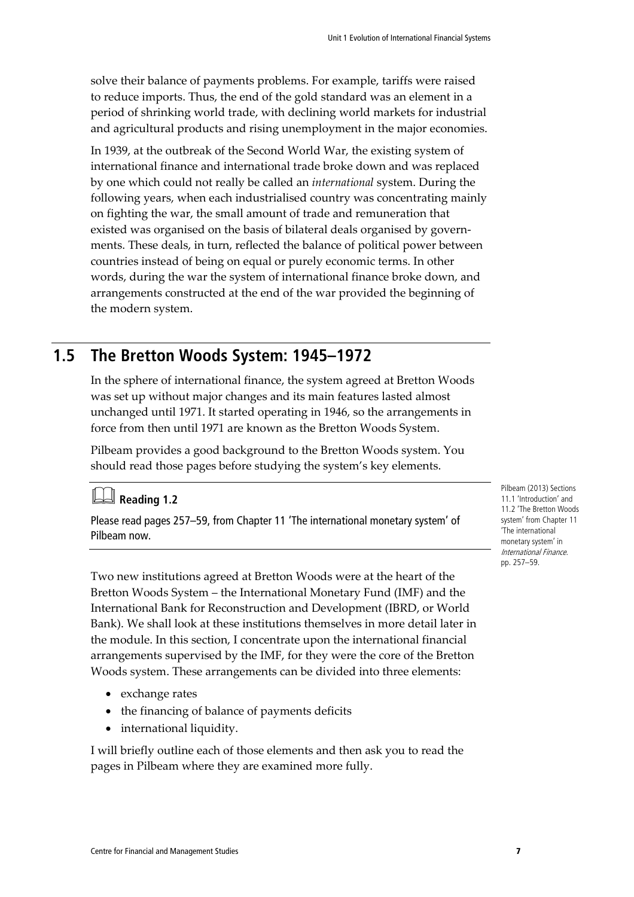solve their balance of payments problems. For example, tariffs were raised to reduce imports. Thus, the end of the gold standard was an element in a period of shrinking world trade, with declining world markets for industrial and agricultural products and rising unemployment in the major economies.

In 1939, at the outbreak of the Second World War, the existing system of international finance and international trade broke down and was replaced by one which could not really be called an *international* system. During the following years, when each industrialised country was concentrating mainly on fighting the war, the small amount of trade and remuneration that existed was organised on the basis of bilateral deals organised by governments. These deals, in turn, reflected the balance of political power between countries instead of being on equal or purely economic terms. In other words, during the war the system of international finance broke down, and arrangements constructed at the end of the war provided the beginning of the modern system.

## 1.5 The Bretton Woods System: 1945–1972

In the sphere of international finance, the system agreed at Bretton Woods was set up without major changes and its main features lasted almost unchanged until 1971. It started operating in 1946, so the arrangements in force from then until 1971 are known as the Bretton Woods System.

Pilbeam provides a good background to the Bretton Woods system. You should read those pages before studying the system's key elements.

**Reading 1.2**

Please read pages 257–59, from Chapter 11 'The international monetary system' of Pilbeam now.

Pilbeam (2013) Sections 11.1 'Introduction' and 11.2 'The Bretton Woods system' from Chapter 11 'The international monetary system' in *International Finance*. pp. 257–59.

Two new institutions agreed at Bretton Woods were at the heart of the Bretton Woods System – the International Monetary Fund (IMF) and the International Bank for Reconstruction and Development (IBRD, or World Bank). We shall look at these institutions themselves in more detail later in the module. In this section, I concentrate upon the international financial arrangements supervised by the IMF, for they were the core of the Bretton Woods system. These arrangements can be divided into three elements:

- exchange rates
- the financing of balance of payments deficits
- international liquidity.

I will briefly outline each of those elements and then ask you to read the pages in Pilbeam where they are examined more fully.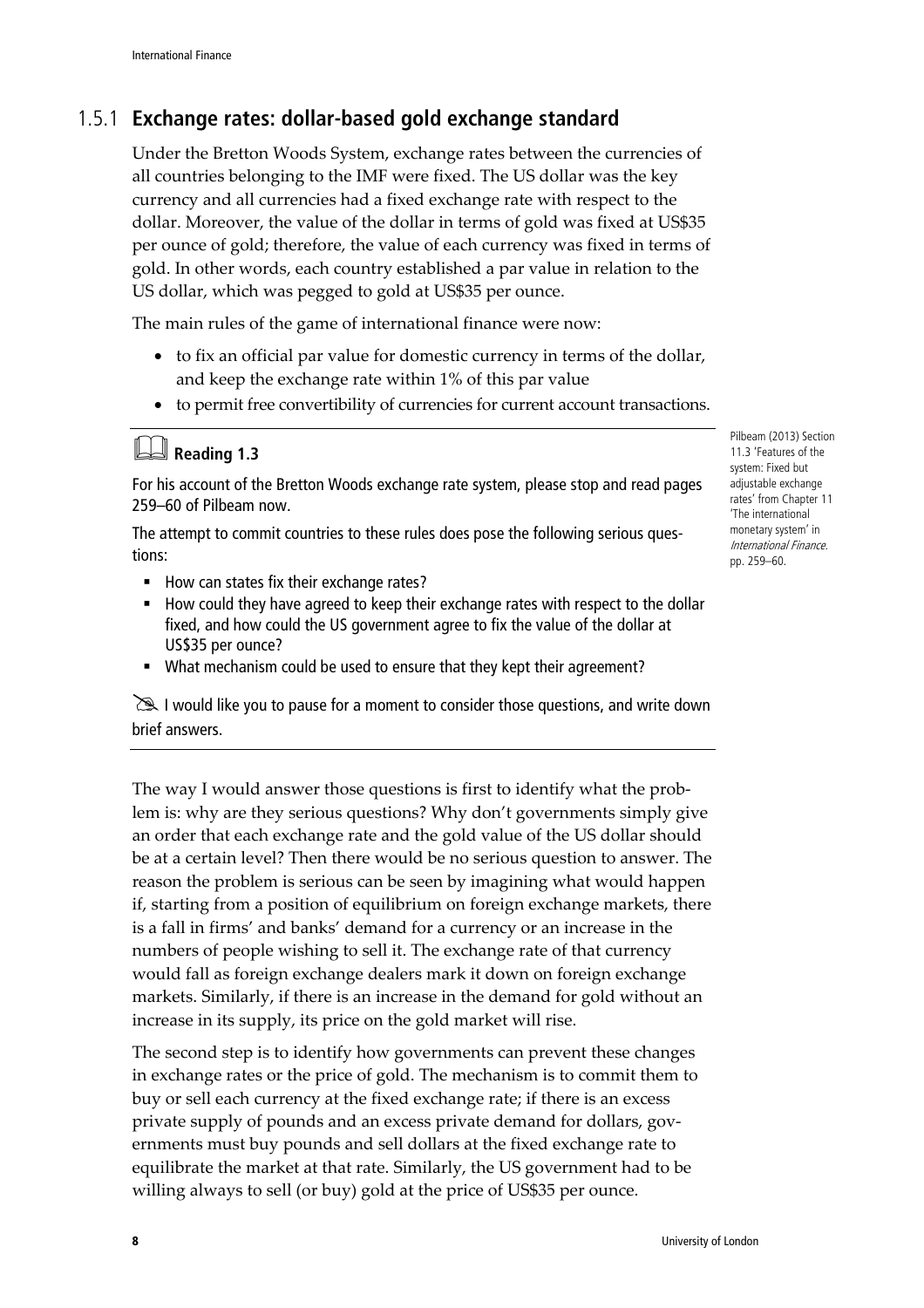### 1.5.1 Exchange rates: dollar-based gold exchange standard

Under the Bretton Woods System, exchange rates between the currencies of all countries belonging to the IMF were fixed. The US dollar was the key currency and all currencies had a fixed exchange rate with respect to the dollar. Moreover, the value of the dollar in terms of gold was fixed at US$35 per ounce of gold; therefore, the value of each currency was fixed in terms of gold. In other words, each country established a par value in relation to the US dollar, which was pegged to gold at US$35 per ounce.

The main rules of the game of international finance were now:

- to fix an official par value for domestic currency in terms of the dollar, and keep the exchange rate within 1% of this par value
- to permit free convertibility of currencies for current account transactions.

---

**Reading 1.3**

For his account of the Bretton Woods exchange rate system, please stop and read pages 259–60 of Pilbeam now.

Pilbeam (2013) Section 11.3 'Features of the system: Fixed but adjustable exchange rates' from Chapter 11 'The international monetary system' in *International Finance*. pp. 259–60.

The attempt to commit countries to these rules does pose the following serious questions:

- How can states fix their exchange rates?
- How could they have agreed to keep their exchange rates with respect to the dollar fixed, and how could the US government agree to fix the value of the dollar at US$35 per ounce?
- What mechanism could be used to ensure that they kept their agreement?

I would like you to pause for a moment to consider those questions, and write down brief answers.

---

The way I would answer those questions is first to identify what the problem is: why are they serious questions? Why don't governments simply give an order that each exchange rate and the gold value of the US dollar should be at a certain level? Then there would be no serious question to answer. The reason the problem is serious can be seen by imagining what would happen if, starting from a position of equilibrium on foreign exchange markets, there is a fall in firms' and banks' demand for a currency or an increase in the numbers of people wishing to sell it. The exchange rate of that currency would fall as foreign exchange dealers mark it down on foreign exchange markets. Similarly, if there is an increase in the demand for gold without an increase in its supply, its price on the gold market will rise.

The second step is to identify how governments can prevent these changes in exchange rates or the price of gold. The mechanism is to commit them to buy or sell each currency at the fixed exchange rate; if there is an excess private supply of pounds and an excess private demand for dollars, governments must buy pounds and sell dollars at the fixed exchange rate to equilibrate the market at that rate. Similarly, the US government had to be willing always to sell (or buy) gold at the price of US$35 per ounce.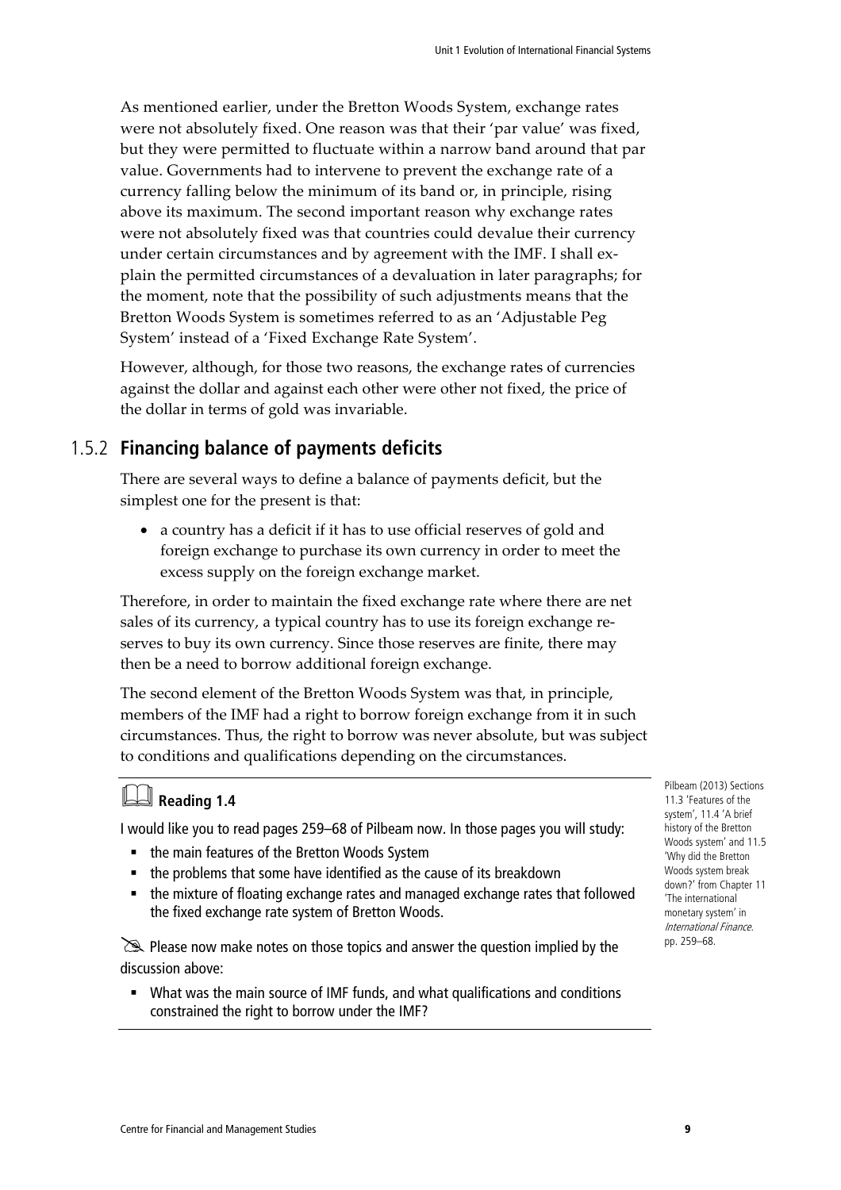As mentioned earlier, under the Bretton Woods System, exchange rates were not absolutely fixed. One reason was that their 'par value' was fixed, but they were permitted to fluctuate within a narrow band around that par value. Governments had to intervene to prevent the exchange rate of a currency falling below the minimum of its band or, in principle, rising above its maximum. The second important reason why exchange rates were not absolutely fixed was that countries could devalue their currency under certain circumstances and by agreement with the IMF. I shall explain the permitted circumstances of a devaluation in later paragraphs; for the moment, note that the possibility of such adjustments means that the Bretton Woods System is sometimes referred to as an 'Adjustable Peg System' instead of a 'Fixed Exchange Rate System'.

However, although, for those two reasons, the exchange rates of currencies against the dollar and against each other were other not fixed, the price of the dollar in terms of gold was invariable.

## 1.5.2 Financing balance of payments deficits

There are several ways to define a balance of payments deficit, but the simplest one for the present is that:

- a country has a deficit if it has to use official reserves of gold and foreign exchange to purchase its own currency in order to meet the excess supply on the foreign exchange market.

Therefore, in order to maintain the fixed exchange rate where there are net sales of its currency, a typical country has to use its foreign exchange reserves to buy its own currency. Since those reserves are finite, there may then be a need to borrow additional foreign exchange.

The second element of the Bretton Woods System was that, in principle, members of the IMF had a right to borrow foreign exchange from it in such circumstances. Thus, the right to borrow was never absolute, but was subject to conditions and qualifications depending on the circumstances.

---

### Reading 1.4

I would like you to read pages 259–68 of Pilbeam now. In those pages you will study:

- the main features of the Bretton Woods System
- the problems that some have identified as the cause of its breakdown
- the mixture of floating exchange rates and managed exchange rates that followed the fixed exchange rate system of Bretton Woods.

Please now make notes on those topics and answer the question implied by the discussion above:

- What was the main source of IMF funds, and what qualifications and conditions constrained the right to borrow under the IMF?

Pilbeam (2013) Sections 11.3 'Features of the system', 11.4 'A brief history of the Bretton Woods system' and 11.5 'Why did the Bretton Woods system break down?' from Chapter 11 'The international monetary system' in *International Finance*. pp. 259–68.

---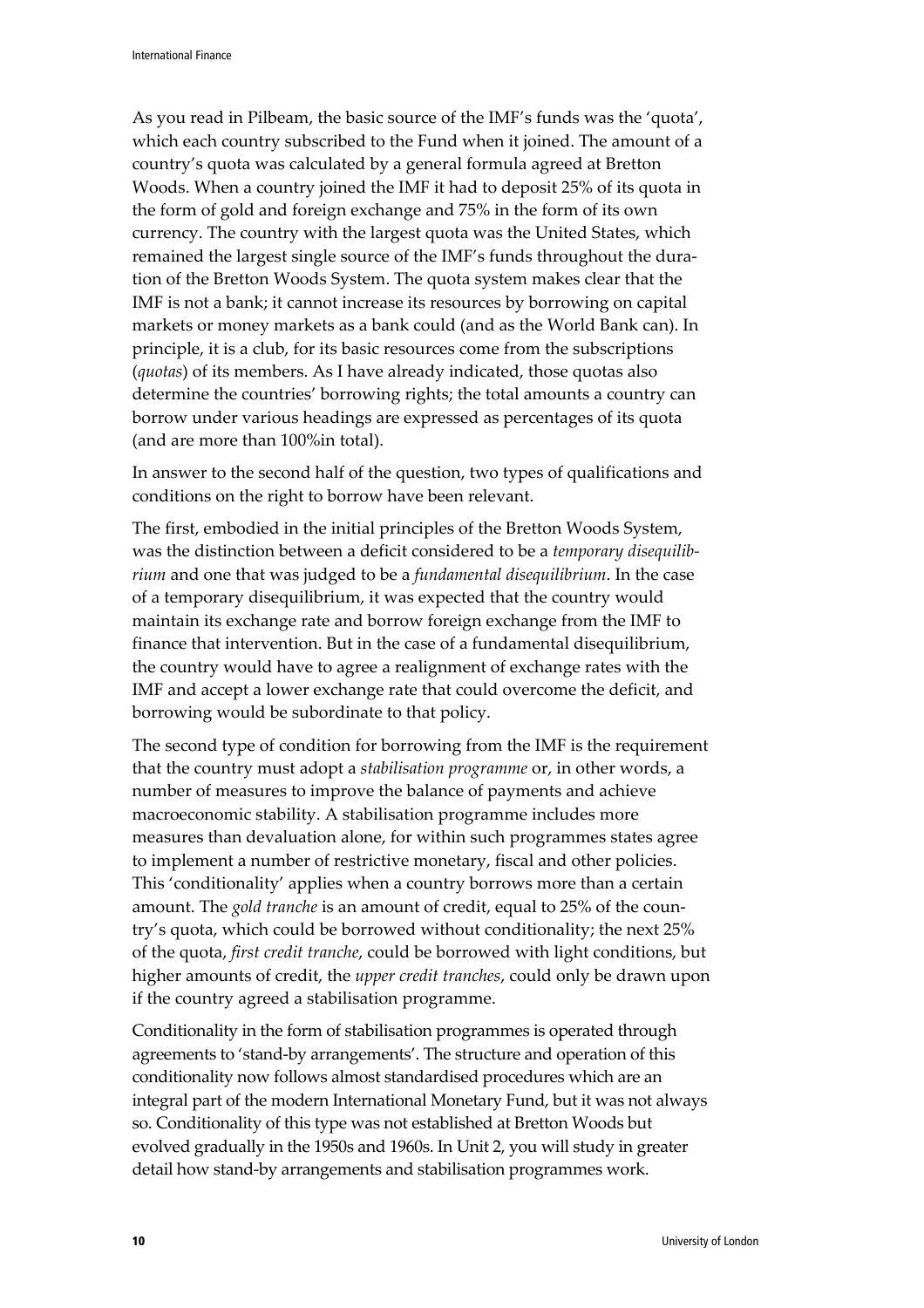As you read in Pilbeam, the basic source of the IMF's funds was the 'quota', which each country subscribed to the Fund when it joined. The amount of a country's quota was calculated by a general formula agreed at Bretton Woods. When a country joined the IMF it had to deposit 25% of its quota in the form of gold and foreign exchange and 75% in the form of its own currency. The country with the largest quota was the United States, which remained the largest single source of the IMF's funds throughout the duration of the Bretton Woods System. The quota system makes clear that the IMF is not a bank; it cannot increase its resources by borrowing on capital markets or money markets as a bank could (and as the World Bank can). In principle, it is a club, for its basic resources come from the subscriptions (*quotas*) of its members. As I have already indicated, those quotas also determine the countries' borrowing rights; the total amounts a country can borrow under various headings are expressed as percentages of its quota (and are more than 100%in total).

In answer to the second half of the question, two types of qualifications and conditions on the right to borrow have been relevant.

The first, embodied in the initial principles of the Bretton Woods System, was the distinction between a deficit considered to be a *temporary disequilibrium* and one that was judged to be a *fundamental disequilibrium*. In the case of a temporary disequilibrium, it was expected that the country would maintain its exchange rate and borrow foreign exchange from the IMF to finance that intervention. But in the case of a fundamental disequilibrium, the country would have to agree a realignment of exchange rates with the IMF and accept a lower exchange rate that could overcome the deficit, and borrowing would be subordinate to that policy.

The second type of condition for borrowing from the IMF is the requirement that the country must adopt a *stabilisation programme* or, in other words, a number of measures to improve the balance of payments and achieve macroeconomic stability. A stabilisation programme includes more measures than devaluation alone, for within such programmes states agree to implement a number of restrictive monetary, fiscal and other policies. This 'conditionality' applies when a country borrows more than a certain amount. The *gold tranche* is an amount of credit, equal to 25% of the country's quota, which could be borrowed without conditionality; the next 25% of the quota, *first credit tranche*, could be borrowed with light conditions, but higher amounts of credit, the *upper credit tranches*, could only be drawn upon if the country agreed a stabilisation programme.

Conditionality in the form of stabilisation programmes is operated through agreements to 'stand-by arrangements'. The structure and operation of this conditionality now follows almost standardised procedures which are an integral part of the modern International Monetary Fund, but it was not always so. Conditionality of this type was not established at Bretton Woods but evolved gradually in the 1950s and 1960s. In Unit 2, you will study in greater detail how stand-by arrangements and stabilisation programmes work.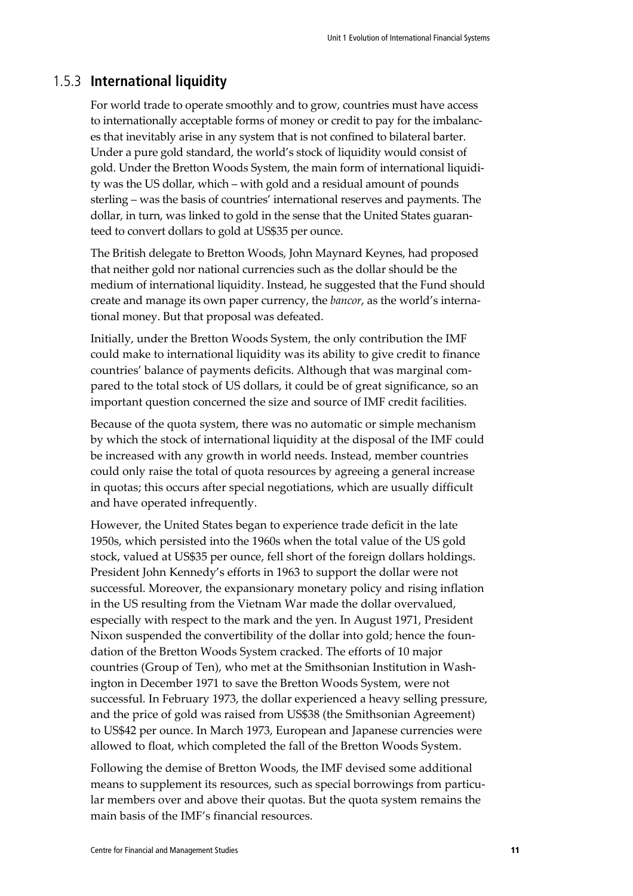### 1.5.3 **International liquidity**

For world trade to operate smoothly and to grow, countries must have access to internationally acceptable forms of money or credit to pay for the imbalances that inevitably arise in any system that is not confined to bilateral barter. Under a pure gold standard, the world's stock of liquidity would consist of gold. Under the Bretton Woods System, the main form of international liquidity was the US dollar, which – with gold and a residual amount of pounds sterling – was the basis of countries' international reserves and payments. The dollar, in turn, was linked to gold in the sense that the United States guaranteed to convert dollars to gold at US$35 per ounce.

The British delegate to Bretton Woods, John Maynard Keynes, had proposed that neither gold nor national currencies such as the dollar should be the medium of international liquidity. Instead, he suggested that the Fund should create and manage its own paper currency, the *bancor*, as the world's international money. But that proposal was defeated.

Initially, under the Bretton Woods System, the only contribution the IMF could make to international liquidity was its ability to give credit to finance countries' balance of payments deficits. Although that was marginal compared to the total stock of US dollars, it could be of great significance, so an important question concerned the size and source of IMF credit facilities.

Because of the quota system, there was no automatic or simple mechanism by which the stock of international liquidity at the disposal of the IMF could be increased with any growth in world needs. Instead, member countries could only raise the total of quota resources by agreeing a general increase in quotas; this occurs after special negotiations, which are usually difficult and have operated infrequently.

However, the United States began to experience trade deficit in the late 1950s, which persisted into the 1960s when the total value of the US gold stock, valued at US$35 per ounce, fell short of the foreign dollars holdings. President John Kennedy's efforts in 1963 to support the dollar were not successful. Moreover, the expansionary monetary policy and rising inflation in the US resulting from the Vietnam War made the dollar overvalued, especially with respect to the mark and the yen. In August 1971, President Nixon suspended the convertibility of the dollar into gold; hence the foundation of the Bretton Woods System cracked. The efforts of 10 major countries (Group of Ten), who met at the Smithsonian Institution in Washington in December 1971 to save the Bretton Woods System, were not successful. In February 1973, the dollar experienced a heavy selling pressure, and the price of gold was raised from US$38 (the Smithsonian Agreement) to US$42 per ounce. In March 1973, European and Japanese currencies were allowed to float, which completed the fall of the Bretton Woods System.

Following the demise of Bretton Woods, the IMF devised some additional means to supplement its resources, such as special borrowings from particular members over and above their quotas. But the quota system remains the main basis of the IMF's financial resources.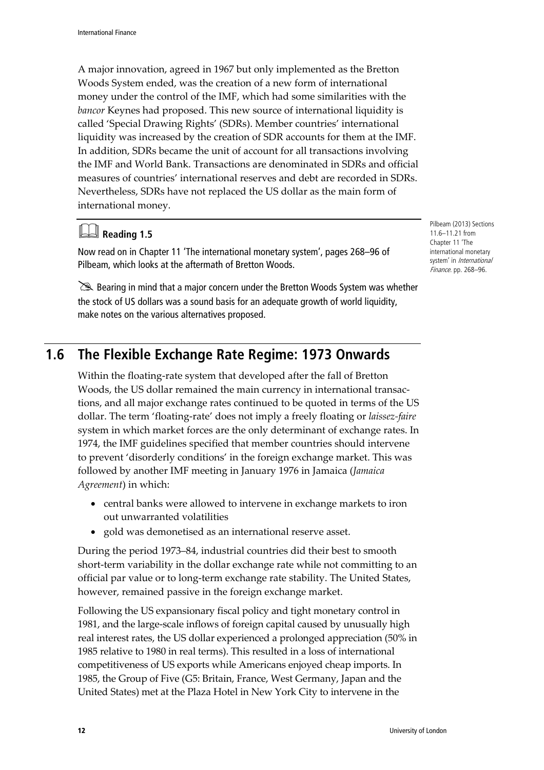A major innovation, agreed in 1967 but only implemented as the Bretton Woods System ended, was the creation of a new form of international money under the control of the IMF, which had some similarities with the *bancor* Keynes had proposed. This new source of international liquidity is called 'Special Drawing Rights' (SDRs). Member countries' international liquidity was increased by the creation of SDR accounts for them at the IMF. In addition, SDRs became the unit of account for all transactions involving the IMF and World Bank. Transactions are denominated in SDRs and official measures of countries' international reserves and debt are recorded in SDRs. Nevertheless, SDRs have not replaced the US dollar as the main form of international money.

**Reading 1.5**

Now read on in Chapter 11 'The international monetary system', pages 268–96 of Pilbeam, which looks at the aftermath of Bretton Woods.

Pilbeam (2013) Sections 11.6–11.21 from Chapter 11 'The international monetary system' in *International Finance*. pp. 268–96.

Bearing in mind that a major concern under the Bretton Woods System was whether the stock of US dollars was a sound basis for an adequate growth of world liquidity, make notes on the various alternatives proposed.

## 1.6 The Flexible Exchange Rate Regime: 1973 Onwards

Within the floating-rate system that developed after the fall of Bretton Woods, the US dollar remained the main currency in international transactions, and all major exchange rates continued to be quoted in terms of the US dollar. The term 'floating-rate' does not imply a freely floating or *laissez-faire* system in which market forces are the only determinant of exchange rates. In 1974, the IMF guidelines specified that member countries should intervene to prevent 'disorderly conditions' in the foreign exchange market. This was followed by another IMF meeting in January 1976 in Jamaica (*Jamaica Agreement*) in which:

- central banks were allowed to intervene in exchange markets to iron out unwarranted volatilities
- gold was demonetised as an international reserve asset.

During the period 1973–84, industrial countries did their best to smooth short-term variability in the dollar exchange rate while not committing to an official par value or to long-term exchange rate stability. The United States, however, remained passive in the foreign exchange market.

Following the US expansionary fiscal policy and tight monetary control in 1981, and the large-scale inflows of foreign capital caused by unusually high real interest rates, the US dollar experienced a prolonged appreciation (50% in 1985 relative to 1980 in real terms). This resulted in a loss of international competitiveness of US exports while Americans enjoyed cheap imports. In 1985, the Group of Five (G5: Britain, France, West Germany, Japan and the United States) met at the Plaza Hotel in New York City to intervene in the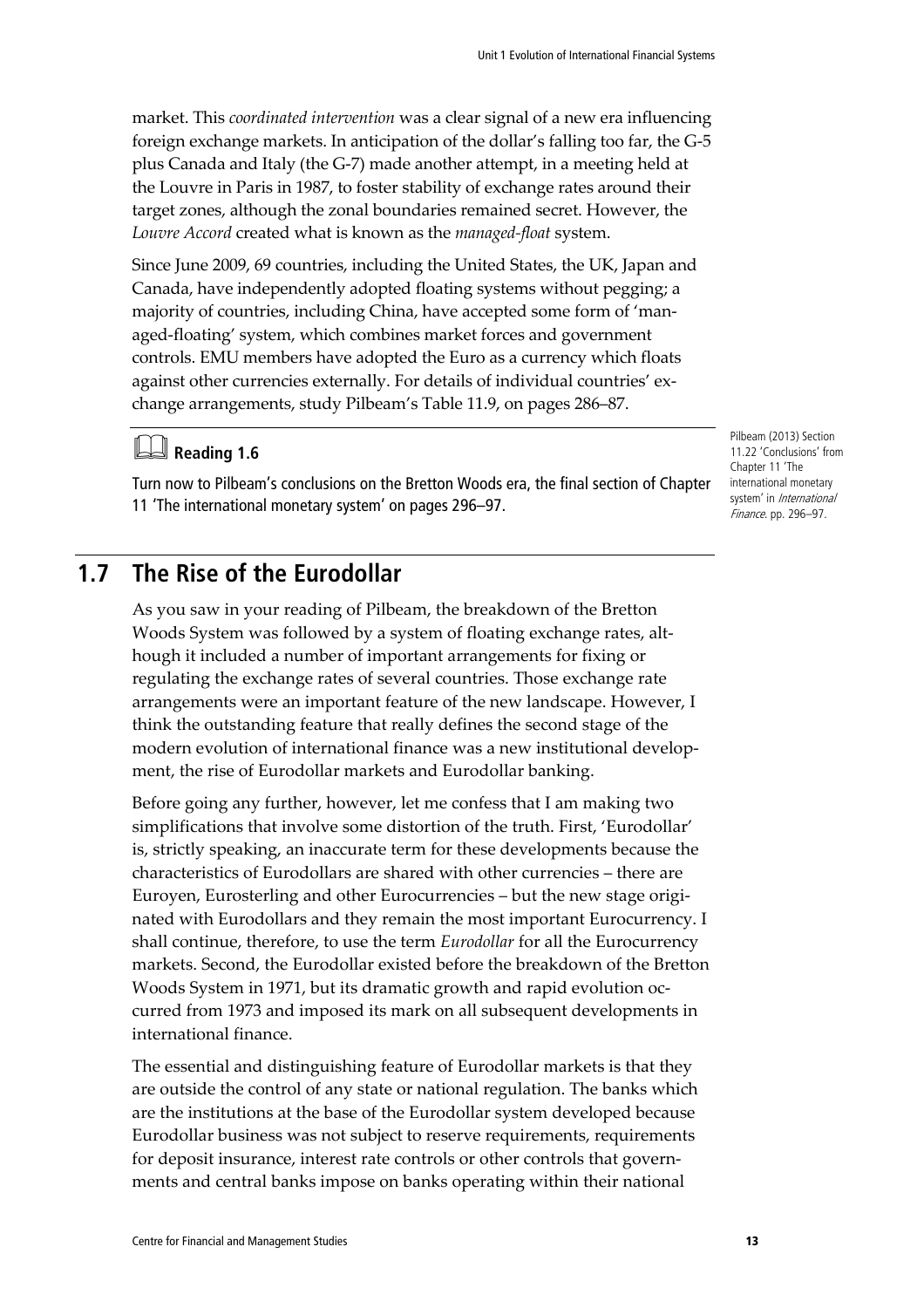market. This *coordinated intervention* was a clear signal of a new era influencing foreign exchange markets. In anticipation of the dollar's falling too far, the G-5 plus Canada and Italy (the G-7) made another attempt, in a meeting held at the Louvre in Paris in 1987, to foster stability of exchange rates around their target zones, although the zonal boundaries remained secret. However, the *Louvre Accord* created what is known as the *managed-float* system.

Since June 2009, 69 countries, including the United States, the UK, Japan and Canada, have independently adopted floating systems without pegging; a majority of countries, including China, have accepted some form of 'managed-floating' system, which combines market forces and government controls. EMU members have adopted the Euro as a currency which floats against other currencies externally. For details of individual countries' exchange arrangements, study Pilbeam's Table 11.9, on pages 286–87.

**Reading 1.6**

Turn now to Pilbeam's conclusions on the Bretton Woods era, the final section of Chapter 11 'The international monetary system' on pages 296–97.

Pilbeam (2013) Section 11.22 'Conclusions' from Chapter 11 'The international monetary system' in *International Finance*. pp. 296–97.

## 1.7 The Rise of the Eurodollar

As you saw in your reading of Pilbeam, the breakdown of the Bretton Woods System was followed by a system of floating exchange rates, although it included a number of important arrangements for fixing or regulating the exchange rates of several countries. Those exchange rate arrangements were an important feature of the new landscape. However, I think the outstanding feature that really defines the second stage of the modern evolution of international finance was a new institutional development, the rise of Eurodollar markets and Eurodollar banking.

Before going any further, however, let me confess that I am making two simplifications that involve some distortion of the truth. First, 'Eurodollar' is, strictly speaking, an inaccurate term for these developments because the characteristics of Eurodollars are shared with other currencies – there are Euroyen, Eurosterling and other Eurocurrencies – but the new stage originated with Eurodollars and they remain the most important Eurocurrency. I shall continue, therefore, to use the term *Eurodollar* for all the Eurocurrency markets. Second, the Eurodollar existed before the breakdown of the Bretton Woods System in 1971, but its dramatic growth and rapid evolution occurred from 1973 and imposed its mark on all subsequent developments in international finance.

The essential and distinguishing feature of Eurodollar markets is that they are outside the control of any state or national regulation. The banks which are the institutions at the base of the Eurodollar system developed because Eurodollar business was not subject to reserve requirements, requirements for deposit insurance, interest rate controls or other controls that governments and central banks impose on banks operating within their national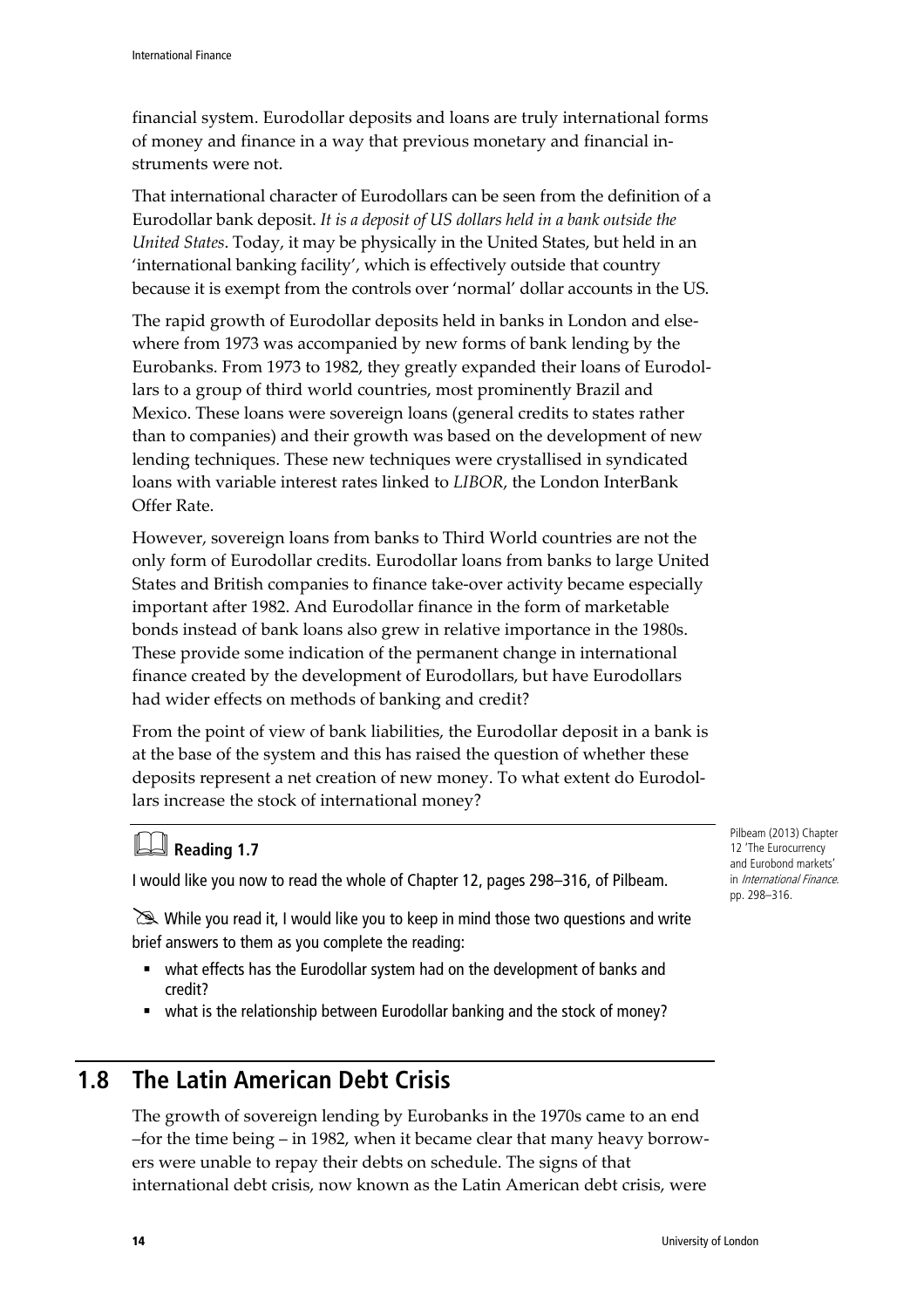financial system. Eurodollar deposits and loans are truly international forms of money and finance in a way that previous monetary and financial instruments were not.

That international character of Eurodollars can be seen from the definition of a Eurodollar bank deposit. *It is a deposit of US dollars held in a bank outside the United States*. Today, it may be physically in the United States, but held in an 'international banking facility', which is effectively outside that country because it is exempt from the controls over 'normal' dollar accounts in the US.

The rapid growth of Eurodollar deposits held in banks in London and elsewhere from 1973 was accompanied by new forms of bank lending by the Eurobanks. From 1973 to 1982, they greatly expanded their loans of Eurodollars to a group of third world countries, most prominently Brazil and Mexico. These loans were sovereign loans (general credits to states rather than to companies) and their growth was based on the development of new lending techniques. These new techniques were crystallised in syndicated loans with variable interest rates linked to *LIBOR*, the London InterBank Offer Rate.

However, sovereign loans from banks to Third World countries are not the only form of Eurodollar credits. Eurodollar loans from banks to large United States and British companies to finance take-over activity became especially important after 1982. And Eurodollar finance in the form of marketable bonds instead of bank loans also grew in relative importance in the 1980s. These provide some indication of the permanent change in international finance created by the development of Eurodollars, but have Eurodollars had wider effects on methods of banking and credit?

From the point of view of bank liabilities, the Eurodollar deposit in a bank is at the base of the system and this has raised the question of whether these deposits represent a net creation of new money. To what extent do Eurodollars increase the stock of international money?

### Reading 1.7

I would like you now to read the whole of Chapter 12, pages 298–316, of Pilbeam.

Pilbeam (2013) Chapter 12 'The Eurocurrency and Eurobond markets' in *International Finance*. pp. 298–316.

While you read it, I would like you to keep in mind those two questions and write brief answers to them as you complete the reading:

- what effects has the Eurodollar system had on the development of banks and credit?
- what is the relationship between Eurodollar banking and the stock of money?

## 1.8 The Latin American Debt Crisis

The growth of sovereign lending by Eurobanks in the 1970s came to an end –for the time being – in 1982, when it became clear that many heavy borrowers were unable to repay their debts on schedule. The signs of that international debt crisis, now known as the Latin American debt crisis, were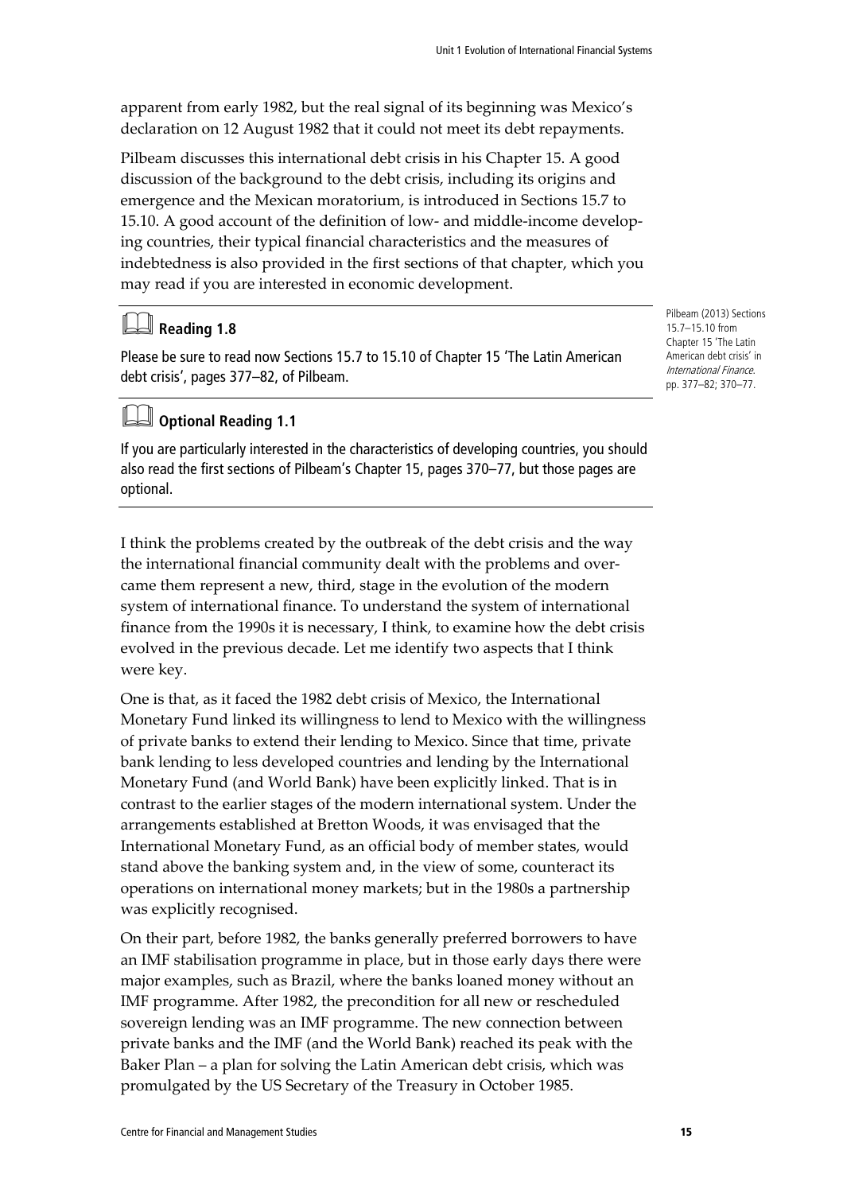apparent from early 1982, but the real signal of its beginning was Mexico's declaration on 12 August 1982 that it could not meet its debt repayments.

Pilbeam discusses this international debt crisis in his Chapter 15. A good discussion of the background to the debt crisis, including its origins and emergence and the Mexican moratorium, is introduced in Sections 15.7 to 15.10. A good account of the definition of low- and middle-income developing countries, their typical financial characteristics and the measures of indebtedness is also provided in the first sections of that chapter, which you may read if you are interested in economic development.

Pilbeam (2013) Sections 15.7–15.10 from Chapter 15 'The Latin American debt crisis' in *International Finance*. pp. 377–82; 370–77.

### Reading 1.8

Please be sure to read now Sections 15.7 to 15.10 of Chapter 15 'The Latin American debt crisis', pages 377–82, of Pilbeam.

### Optional Reading 1.1

If you are particularly interested in the characteristics of developing countries, you should also read the first sections of Pilbeam's Chapter 15, pages 370–77, but those pages are optional.

I think the problems created by the outbreak of the debt crisis and the way the international financial community dealt with the problems and overcame them represent a new, third, stage in the evolution of the modern system of international finance. To understand the system of international finance from the 1990s it is necessary, I think, to examine how the debt crisis evolved in the previous decade. Let me identify two aspects that I think were key.

One is that, as it faced the 1982 debt crisis of Mexico, the International Monetary Fund linked its willingness to lend to Mexico with the willingness of private banks to extend their lending to Mexico. Since that time, private bank lending to less developed countries and lending by the International Monetary Fund (and World Bank) have been explicitly linked. That is in contrast to the earlier stages of the modern international system. Under the arrangements established at Bretton Woods, it was envisaged that the International Monetary Fund, as an official body of member states, would stand above the banking system and, in the view of some, counteract its operations on international money markets; but in the 1980s a partnership was explicitly recognised.

On their part, before 1982, the banks generally preferred borrowers to have an IMF stabilisation programme in place, but in those early days there were major examples, such as Brazil, where the banks loaned money without an IMF programme. After 1982, the precondition for all new or rescheduled sovereign lending was an IMF programme. The new connection between private banks and the IMF (and the World Bank) reached its peak with the Baker Plan – a plan for solving the Latin American debt crisis, which was promulgated by the US Secretary of the Treasury in October 1985.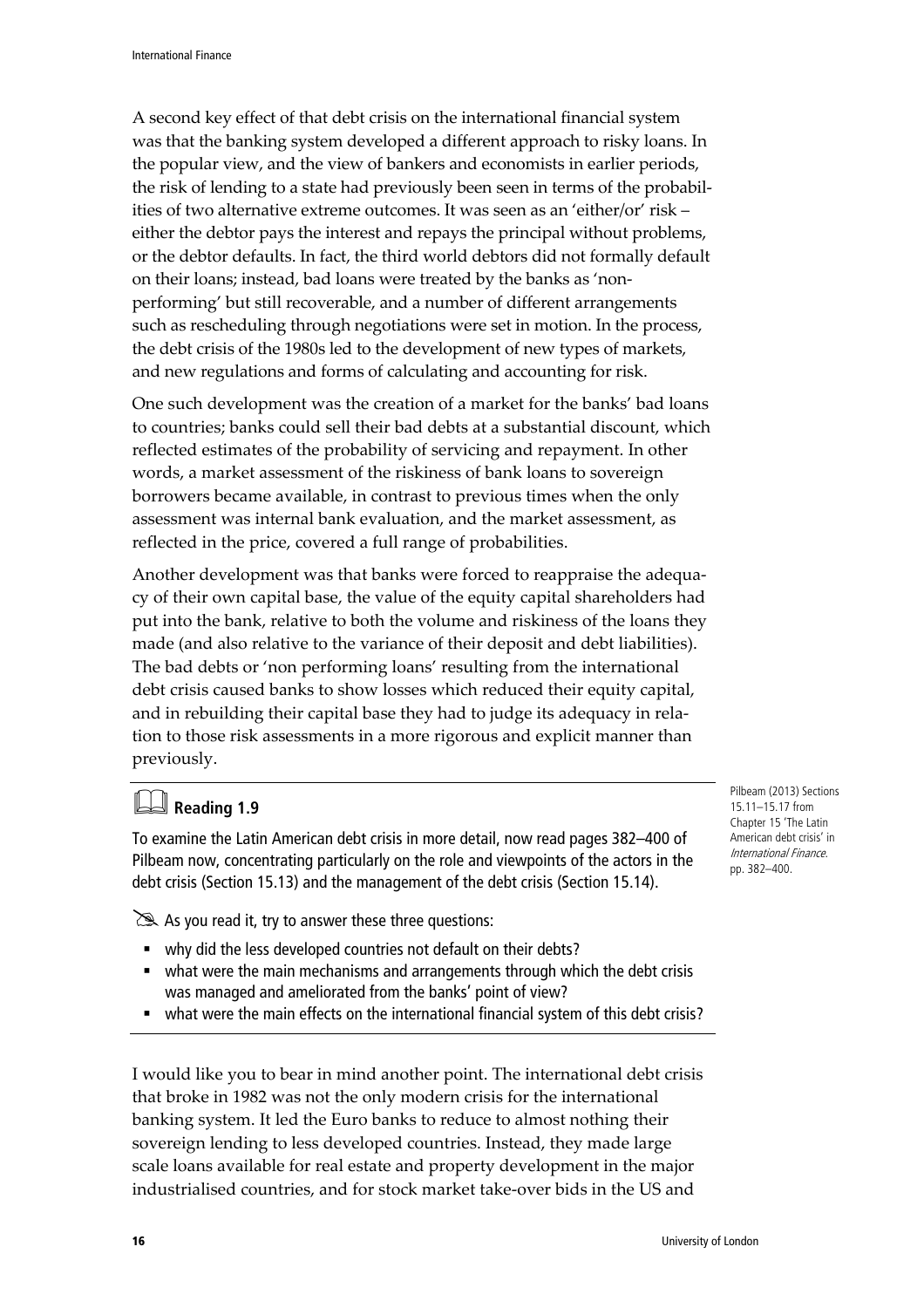A second key effect of that debt crisis on the international financial system was that the banking system developed a different approach to risky loans. In the popular view, and the view of bankers and economists in earlier periods, the risk of lending to a state had previously been seen in terms of the probabilities of two alternative extreme outcomes. It was seen as an 'either/or' risk – either the debtor pays the interest and repays the principal without problems, or the debtor defaults. In fact, the third world debtors did not formally default on their loans; instead, bad loans were treated by the banks as 'non-performing' but still recoverable, and a number of different arrangements such as rescheduling through negotiations were set in motion. In the process, the debt crisis of the 1980s led to the development of new types of markets, and new regulations and forms of calculating and accounting for risk.

One such development was the creation of a market for the banks' bad loans to countries; banks could sell their bad debts at a substantial discount, which reflected estimates of the probability of servicing and repayment. In other words, a market assessment of the riskiness of bank loans to sovereign borrowers became available, in contrast to previous times when the only assessment was internal bank evaluation, and the market assessment, as reflected in the price, covered a full range of probabilities.

Another development was that banks were forced to reappraise the adequacy of their own capital base, the value of the equity capital shareholders had put into the bank, relative to both the volume and riskiness of the loans they made (and also relative to the variance of their deposit and debt liabilities). The bad debts or 'non performing loans' resulting from the international debt crisis caused banks to show losses which reduced their equity capital, and in rebuilding their capital base they had to judge its adequacy in relation to those risk assessments in a more rigorous and explicit manner than previously.

### Reading 1.9

Pilbeam (2013) Sections 15.11–15.17 from Chapter 15 'The Latin American debt crisis' in *International Finance*. pp. 382–400.

To examine the Latin American debt crisis in more detail, now read pages 382–400 of Pilbeam now, concentrating particularly on the role and viewpoints of the actors in the debt crisis (Section 15.13) and the management of the debt crisis (Section 15.14).

As you read it, try to answer these three questions:

- why did the less developed countries not default on their debts?
- what were the main mechanisms and arrangements through which the debt crisis was managed and ameliorated from the banks' point of view?
- what were the main effects on the international financial system of this debt crisis?

I would like you to bear in mind another point. The international debt crisis that broke in 1982 was not the only modern crisis for the international banking system. It led the Euro banks to reduce to almost nothing their sovereign lending to less developed countries. Instead, they made large scale loans available for real estate and property development in the major industrialised countries, and for stock market take-over bids in the US and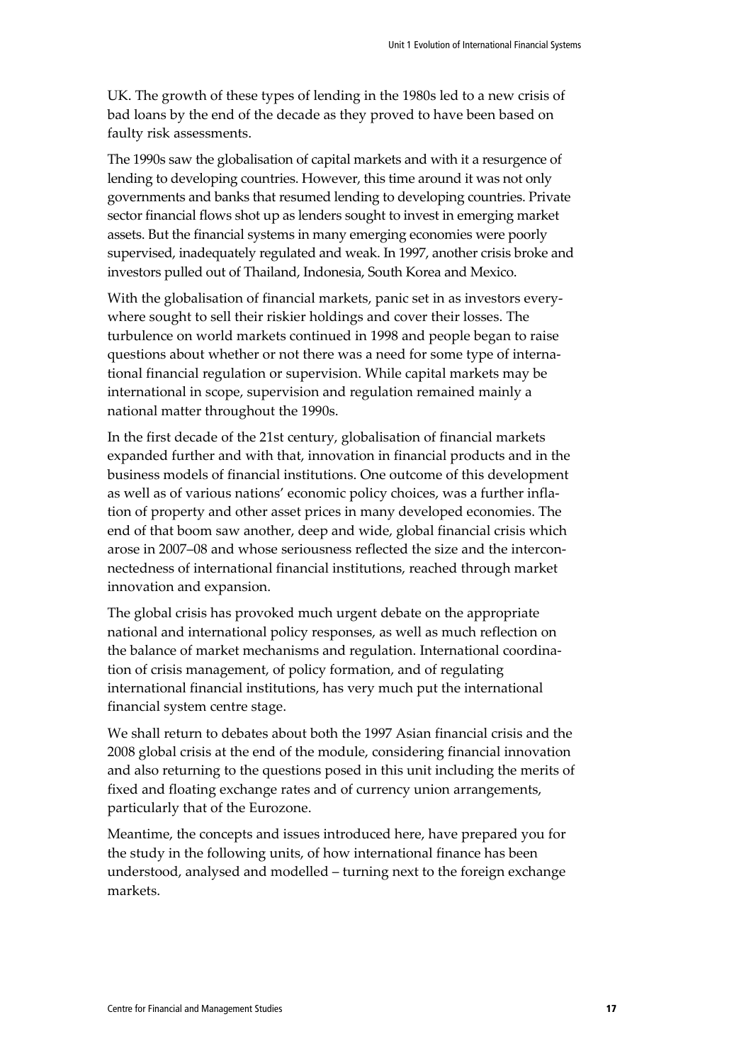UK. The growth of these types of lending in the 1980s led to a new crisis of bad loans by the end of the decade as they proved to have been based on faulty risk assessments.

The 1990s saw the globalisation of capital markets and with it a resurgence of lending to developing countries. However, this time around it was not only governments and banks that resumed lending to developing countries. Private sector financial flows shot up as lenders sought to invest in emerging market assets. But the financial systems in many emerging economies were poorly supervised, inadequately regulated and weak. In 1997, another crisis broke and investors pulled out of Thailand, Indonesia, South Korea and Mexico.

With the globalisation of financial markets, panic set in as investors everywhere sought to sell their riskier holdings and cover their losses. The turbulence on world markets continued in 1998 and people began to raise questions about whether or not there was a need for some type of international financial regulation or supervision. While capital markets may be international in scope, supervision and regulation remained mainly a national matter throughout the 1990s.

In the first decade of the 21st century, globalisation of financial markets expanded further and with that, innovation in financial products and in the business models of financial institutions. One outcome of this development as well as of various nations' economic policy choices, was a further inflation of property and other asset prices in many developed economies. The end of that boom saw another, deep and wide, global financial crisis which arose in 2007–08 and whose seriousness reflected the size and the interconnectedness of international financial institutions, reached through market innovation and expansion.

The global crisis has provoked much urgent debate on the appropriate national and international policy responses, as well as much reflection on the balance of market mechanisms and regulation. International coordination of crisis management, of policy formation, and of regulating international financial institutions, has very much put the international financial system centre stage.

We shall return to debates about both the 1997 Asian financial crisis and the 2008 global crisis at the end of the module, considering financial innovation and also returning to the questions posed in this unit including the merits of fixed and floating exchange rates and of currency union arrangements, particularly that of the Eurozone.

Meantime, the concepts and issues introduced here, have prepared you for the study in the following units, of how international finance has been understood, analysed and modelled – turning next to the foreign exchange markets.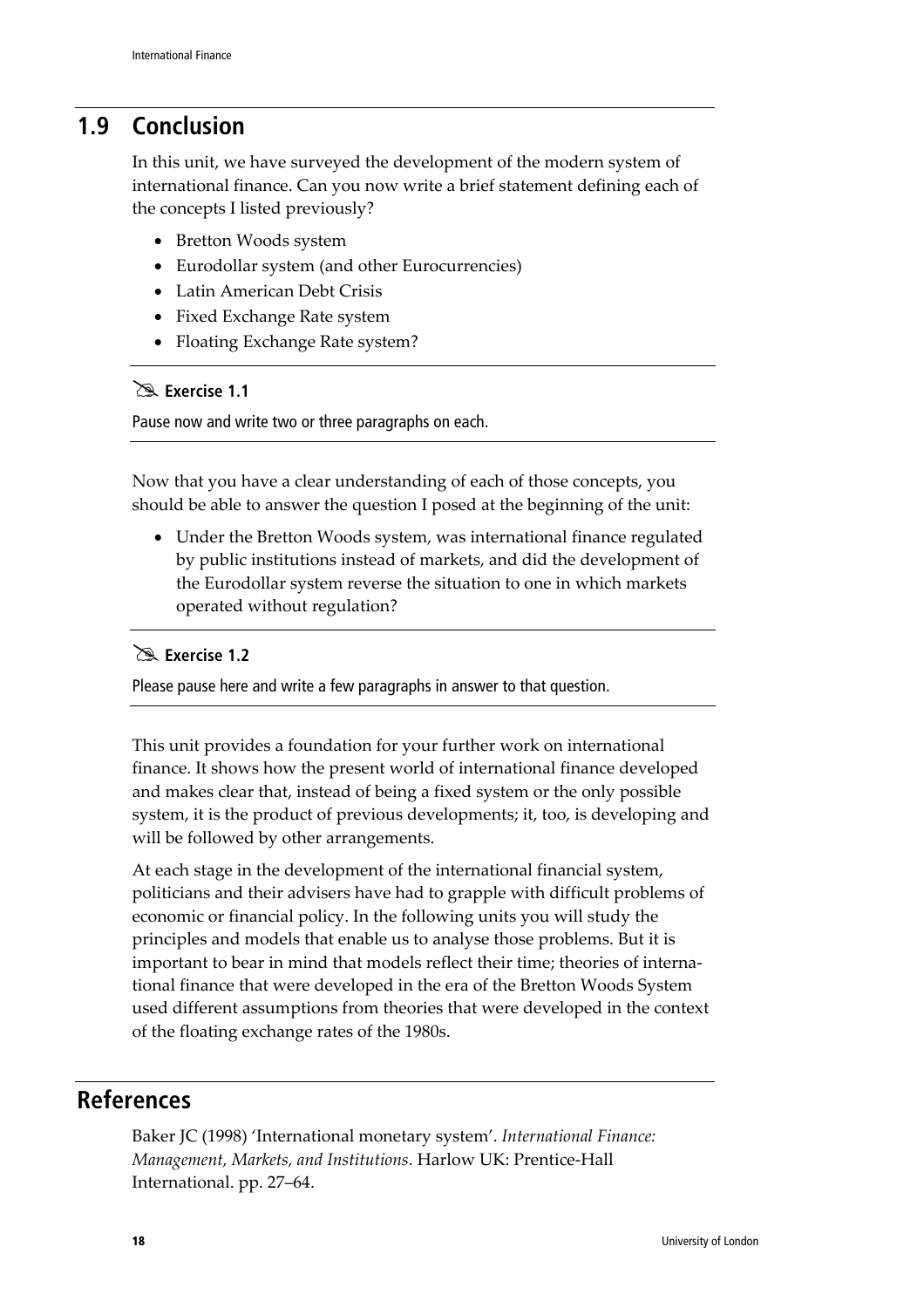## 1.9 Conclusion

In this unit, we have surveyed the development of the modern system of international finance. Can you now write a brief statement defining each of the concepts I listed previously?

- Bretton Woods system
- Eurodollar system (and other Eurocurrencies)
- Latin American Debt Crisis
- Fixed Exchange Rate system
- Floating Exchange Rate system?

---

**Exercise 1.1**

Pause now and write two or three paragraphs on each.

---

Now that you have a clear understanding of each of those concepts, you should be able to answer the question I posed at the beginning of the unit:

- Under the Bretton Woods system, was international finance regulated by public institutions instead of markets, and did the development of the Eurodollar system reverse the situation to one in which markets operated without regulation?

---

**Exercise 1.2**

Please pause here and write a few paragraphs in answer to that question.

---

This unit provides a foundation for your further work on international finance. It shows how the present world of international finance developed and makes clear that, instead of being a fixed system or the only possible system, it is the product of previous developments; it, too, is developing and will be followed by other arrangements.

At each stage in the development of the international financial system, politicians and their advisers have had to grapple with difficult problems of economic or financial policy. In the following units you will study the principles and models that enable us to analyse those problems. But it is important to bear in mind that models reflect their time; theories of international finance that were developed in the era of the Bretton Woods System used different assumptions from theories that were developed in the context of the floating exchange rates of the 1980s.

## References

Baker JC (1998) 'International monetary system'. *International Finance: Management, Markets, and Institutions*. Harlow UK: Prentice-Hall International. pp. 27–64.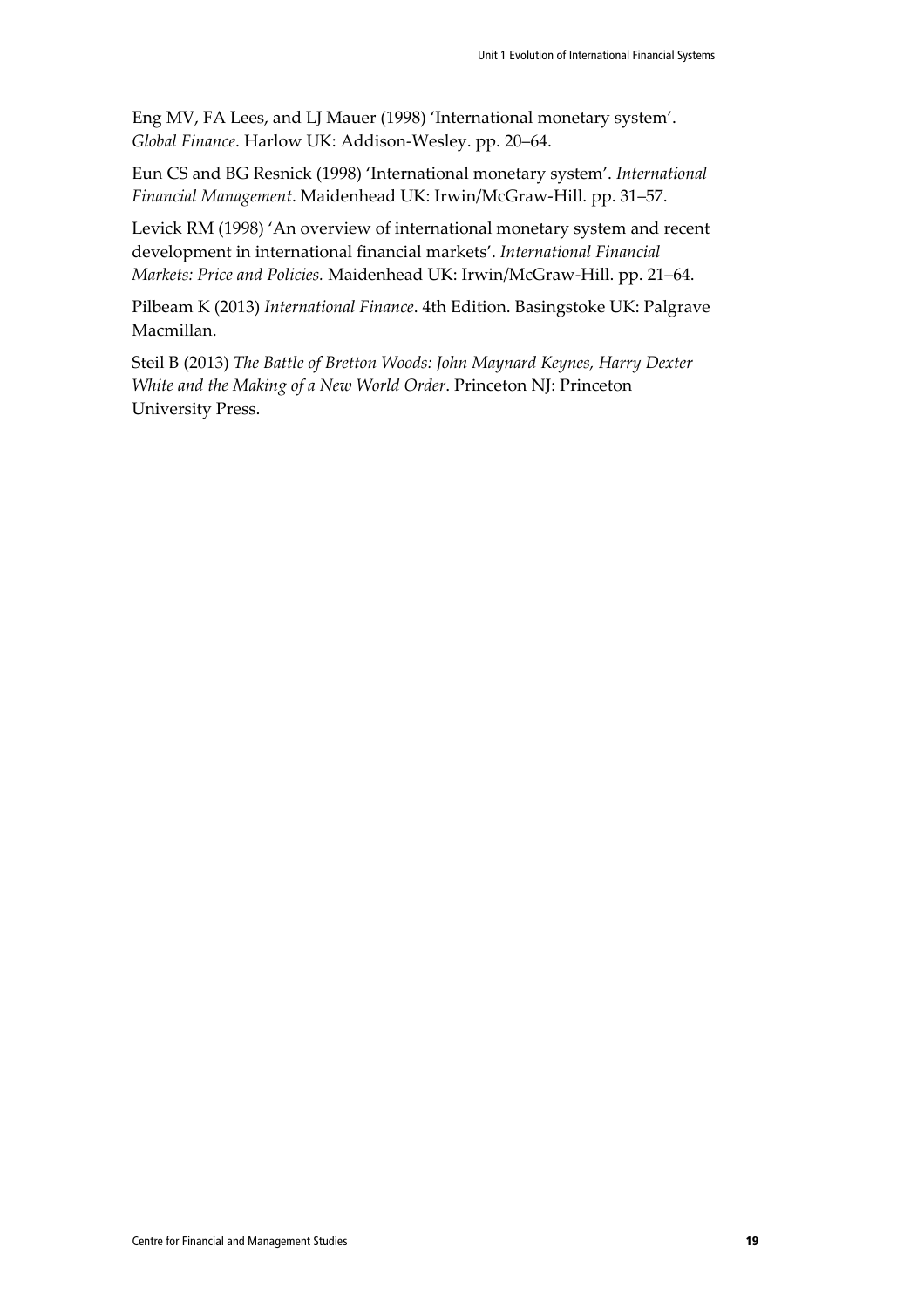Eng MV, FA Lees, and LJ Mauer (1998) 'International monetary system'. *Global Finance*. Harlow UK: Addison-Wesley. pp. 20–64.

Eun CS and BG Resnick (1998) 'International monetary system'. *International Financial Management*. Maidenhead UK: Irwin/McGraw-Hill. pp. 31–57.

Levick RM (1998) 'An overview of international monetary system and recent development in international financial markets'. *International Financial Markets: Price and Policies.* Maidenhead UK: Irwin/McGraw-Hill. pp. 21–64.

Pilbeam K (2013) *International Finance*. 4th Edition. Basingstoke UK: Palgrave Macmillan.

Steil B (2013) *The Battle of Bretton Woods: John Maynard Keynes, Harry Dexter White and the Making of a New World Order*. Princeton NJ: Princeton University Press.